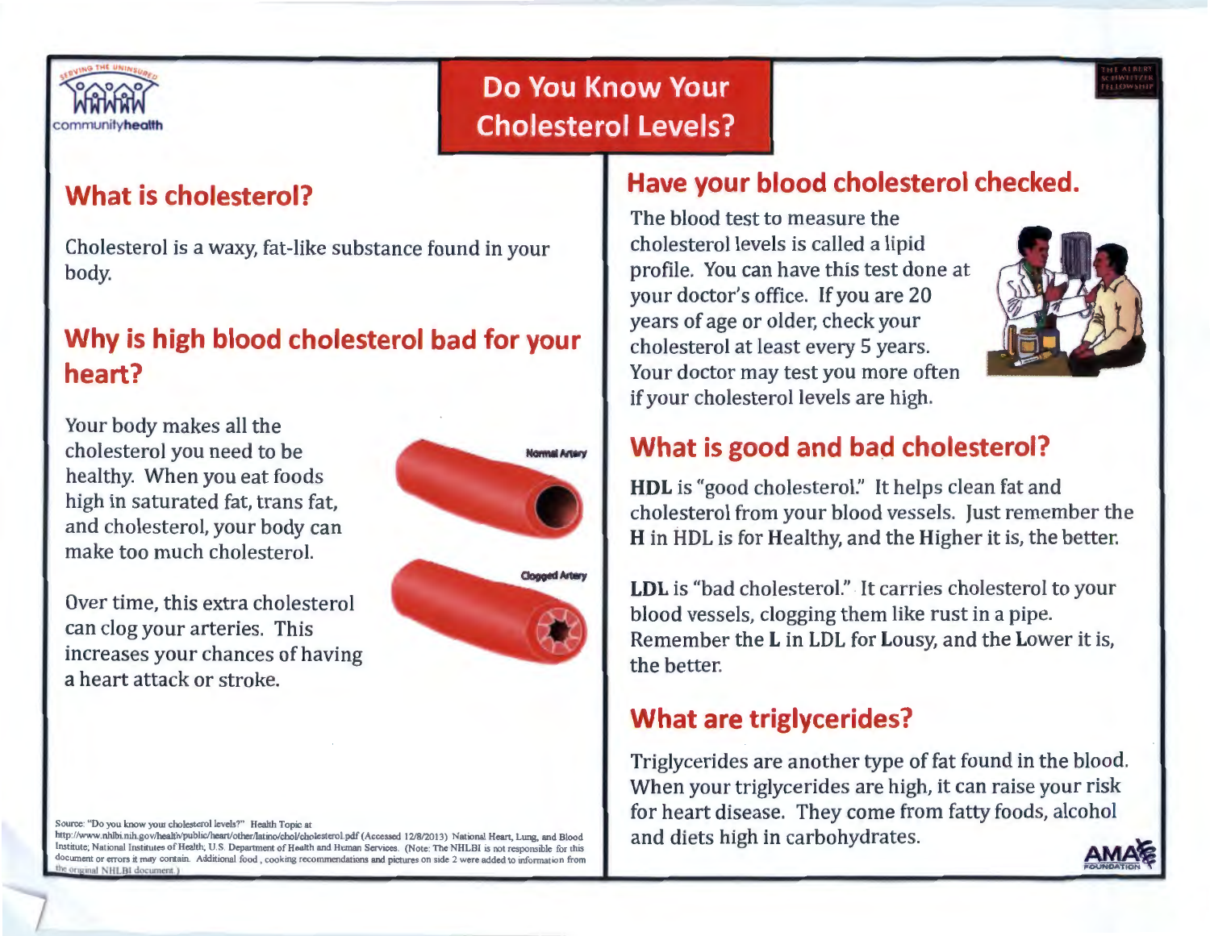communityhealth

# Do You Know Your Cholesterol Levels?

## What is cholesterol?

Cholesterol is a waxy, fat-like substance found in your body.

## Why is high blood cholesterol bad for your heart?

Your body makes all the cholesterol you need to be healthy. When you eat foods high in saturated fat, trans fat, and cholesterol, your body can make too much cholesterol.

Normal Artery

Clogged Artery

Over time, this extra cholesterol can clog your arteries. This increases your chances of having a heart attack or stroke.

Source: "Do you know your cholesterol levels?" Health Topic at http://www.nhlbi.nih.gov/health/public/heart/other/latino/chol/cholesterol.pdf (Accessed 12/8/2013) National Heart, Lung, and Blood Institute; National Institutes of Health; U.S. Department of Health and Human Services. (Note: The NHLBI is not responsible for this document or errors it may contain. Additional food, cooking recommendations and pictures on side 2 were added to information from the original NHLBI document.)

## Have your blood cholesterol checked.

The blood test to measure the cholesterol levels is called a lipid profile. You can have this test done at your doctor's office. If you are 20 years of age or older, check your cholesterol at least every 5 years. Your doctor may test you more often if your cholesterol levels are high.

## What is good and bad cholesterol?

**HDL** is "good cholesterol." It helps clean fat and cholesterol from your blood vessels. Just remember the **H** in HDL is for Healthy, and the Higher it is, the better.

**LDL** is "bad cholesterol." It carries cholesterol to your blood vessels, clogging them like rust in a pipe. Remember the **L** in LDL for Lousy, and the Lower it is, the better.

## What are triglycerides?

Triglycerides are another type of fat found in the blood. When your triglycerides are high, it can raise your risk for heart disease. They come from fatty foods, alcohol and diets high in carbohydrates.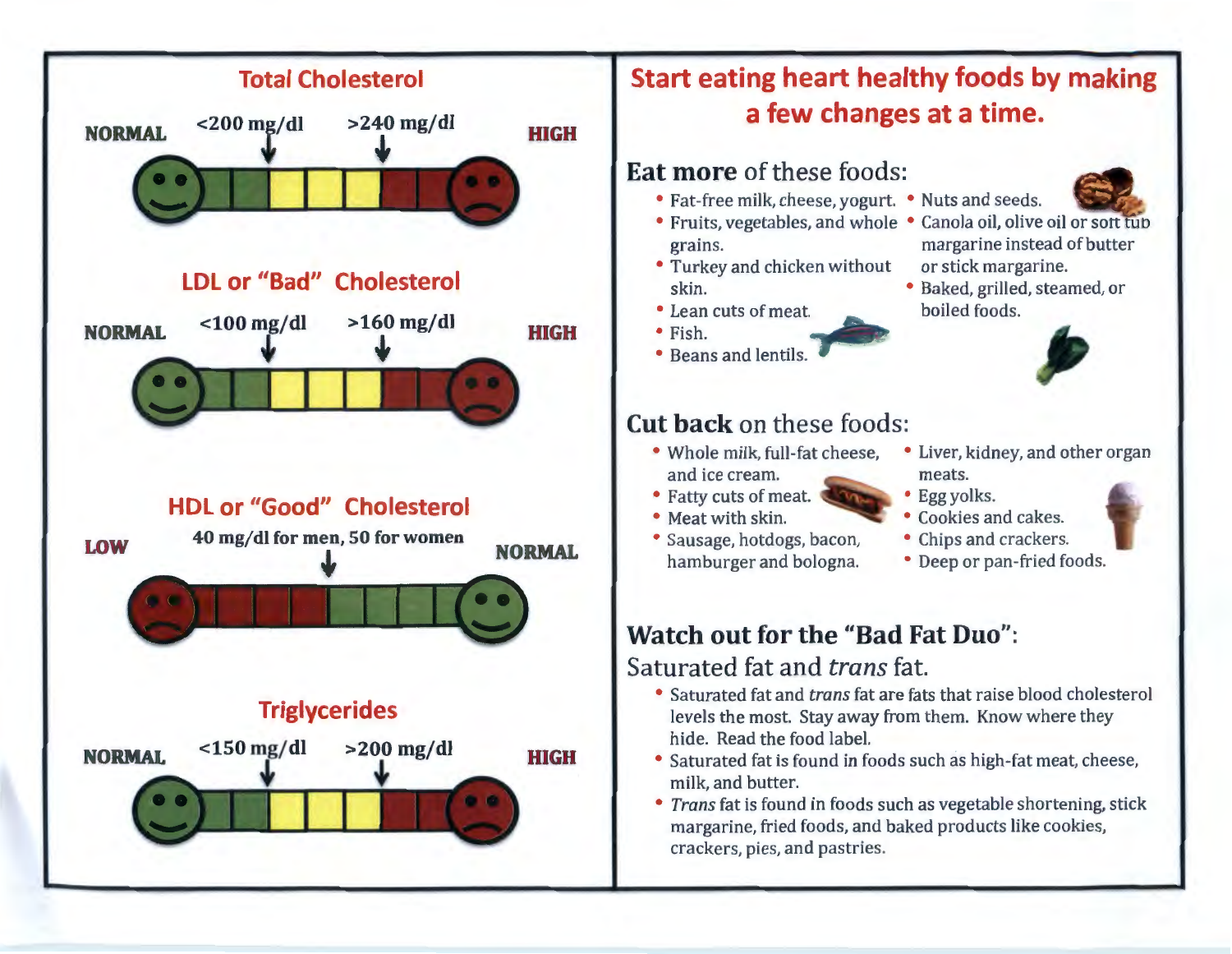## Total Cholesterol

NORMAL <200 mg/dl >240 mg/dl HIGH

## LDL or "Bad" Cholesterol

NORMAL <100 mg/dl >160 mg/dl HIGH

## HDL or "Good" Cholesterol

LOW 40 mg/dl for men, 50 for women NORMAL

## Triglycerides

NORMAL <150 mg/dl >200 mg/dl HIGH

# Start eating heart healthy foods by making a few changes at a time.

## **Eat more** of these foods:

- Fat-free milk, cheese, yogurt.
- Fruits, vegetables, and whole grains.
- Turkey and chicken without skin.
- Lean cuts of meat.
- Fish.
- Beans and lentils.
- Nuts and seeds.
- Canola oil, olive oil or soft tub margarine instead of butter or stick margarine.
- Baked, grilled, steamed, or boiled foods.

## **Cut back** on these foods:

- Whole milk, full-fat cheese, and ice cream.
- Fatty cuts of meat.
- Meat with skin.
- Sausage, hotdogs, bacon, hamburger and bologna.
- Liver, kidney, and other organ meats.
- Egg yolks.
- Cookies and cakes.
- Chips and crackers.
- Deep or pan-fried foods.

## **Watch out for the "Bad Fat Duo":**

Saturated fat and *trans* fat.

- Saturated fat and *trans* fat are fats that raise blood cholesterol levels the most. Stay away from them. Know where they hide. Read the food label.
- Saturated fat is found in foods such as high-fat meat, cheese, milk, and butter.
- *Trans* fat is found in foods such as vegetable shortening, stick margarine, fried foods, and baked products like cookies, crackers, pies, and pastries.